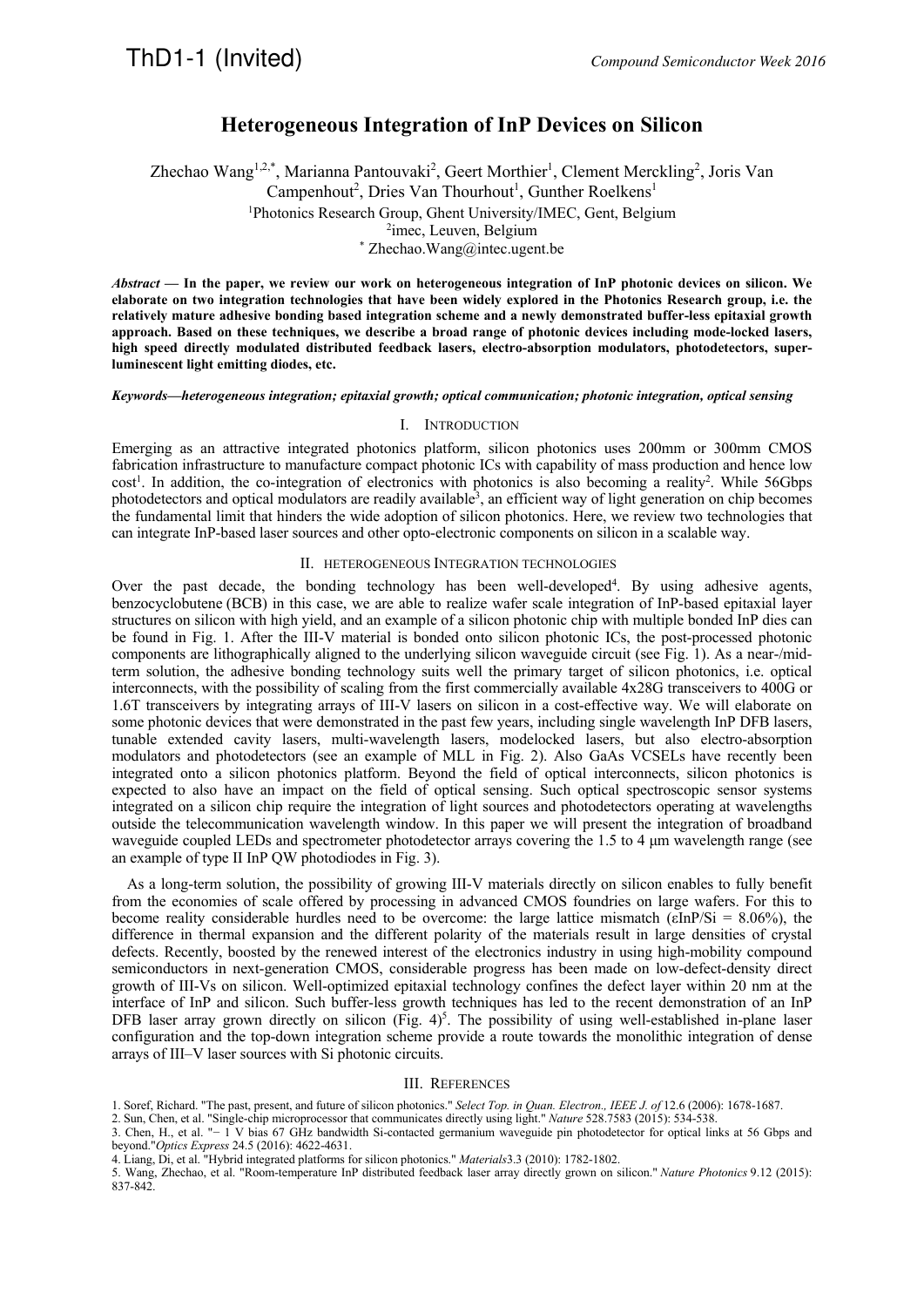ThD1-1 (Invited)

# Heterogeneous Integration of InP Devices on Silicon

Zhechao Wang[1,2,*], Marianna Pantouvaki[2], Geert Morthier[1], Clement Merckling[2], Joris Van Campenhout[2], Dries Van Thourhout[1], Gunther Roelkens[1]

[1]Photonics Research Group, Ghent University/IMEC, Gent, Belgium

[2]imec, Leuven, Belgium

[*] Zhechao.Wang@intec.ugent.be

***Abstract* — In the paper, we review our work on heterogeneous integration of InP photonic devices on silicon. We elaborate on two integration technologies that have been widely explored in the Photonics Research group, i.e. the relatively mature adhesive bonding based integration scheme and a newly demonstrated buffer-less epitaxial growth approach. Based on these techniques, we describe a broad range of photonic devices including mode-locked lasers, high speed directly modulated distributed feedback lasers, electro-absorption modulators, photodetectors, super-luminescent light emitting diodes, etc.**

***Keywords—heterogeneous integration; epitaxial growth; optical communication; photonic integration, optical sensing***

## I. Introduction

Emerging as an attractive integrated photonics platform, silicon photonics uses 200mm or 300mm CMOS fabrication infrastructure to manufacture compact photonic ICs with capability of mass production and hence low cost[1]. In addition, the co-integration of electronics with photonics is also becoming a reality[2]. While 56Gbps photodetectors and optical modulators are readily available[3], an efficient way of light generation on chip becomes the fundamental limit that hinders the wide adoption of silicon photonics. Here, we review two technologies that can integrate InP-based laser sources and other opto-electronic components on silicon in a scalable way.

## II. heterogeneous Integration technologies

Over the past decade, the bonding technology has been well-developed[4]. By using adhesive agents, benzocyclobutene (BCB) in this case, we are able to realize wafer scale integration of InP-based epitaxial layer structures on silicon with high yield, and an example of a silicon photonic chip with multiple bonded InP dies can be found in Fig. 1. After the III-V material is bonded onto silicon photonic ICs, the post-processed photonic components are lithographically aligned to the underlying silicon waveguide circuit (see Fig. 1). As a near-/mid-term solution, the adhesive bonding technology suits well the primary target of silicon photonics, i.e. optical interconnects, with the possibility of scaling from the first commercially available 4x28G transceivers to 400G or 1.6T transceivers by integrating arrays of III-V lasers on silicon in a cost-effective way. We will elaborate on some photonic devices that were demonstrated in the past few years, including single wavelength InP DFB lasers, tunable extended cavity lasers, multi-wavelength lasers, modelocked lasers, but also electro-absorption modulators and photodetectors (see an example of MLL in Fig. 2). Also GaAs VCSELs have recently been integrated onto a silicon photonics platform. Beyond the field of optical interconnects, silicon photonics is expected to also have an impact on the field of optical sensing. Such optical spectroscopic sensor systems integrated on a silicon chip require the integration of light sources and photodetectors operating at wavelengths outside the telecommunication wavelength window. In this paper we will present the integration of broadband waveguide coupled LEDs and spectrometer photodetector arrays covering the 1.5 to 4 µm wavelength range (see an example of type II InP QW photodiodes in Fig. 3).

As a long-term solution, the possibility of growing III-V materials directly on silicon enables to fully benefit from the economies of scale offered by processing in advanced CMOS foundries on large wafers. For this to become reality considerable hurdles need to be overcome: the large lattice mismatch ($\varepsilon$InP/Si = 8.06%), the difference in thermal expansion and the different polarity of the materials result in large densities of crystal defects. Recently, boosted by the renewed interest of the electronics industry in using high-mobility compound semiconductors in next-generation CMOS, considerable progress has been made on low-defect-density direct growth of III-Vs on silicon. Well-optimized epitaxial technology confines the defect layer within 20 nm at the interface of InP and silicon. Such buffer-less growth techniques has led to the recent demonstration of an InP DFB laser array grown directly on silicon (Fig. 4)[5]. The possibility of using well-established in-plane laser configuration and the top-down integration scheme provide a route towards the monolithic integration of dense arrays of III–V laser sources with Si photonic circuits.

## III. References

1. Soref, Richard. "The past, present, and future of silicon photonics." *Select Top. in Quan. Electron., IEEE J. of* 12.6 (2006): 1678-1687.
2. Sun, Chen, et al. "Single-chip microprocessor that communicates directly using light." *Nature* 528.7583 (2015): 534-538.
3. Chen, H., et al. "− 1 V bias 67 GHz bandwidth Si-contacted germanium waveguide pin photodetector for optical links at 56 Gbps and beyond."*Optics Express* 24.5 (2016): 4622-4631.
4. Liang, Di, et al. "Hybrid integrated platforms for silicon photonics." *Materials*3.3 (2010): 1782-1802.
5. Wang, Zhechao, et al. "Room-temperature InP distributed feedback laser array directly grown on silicon." *Nature Photonics* 9.12 (2015): 837-842.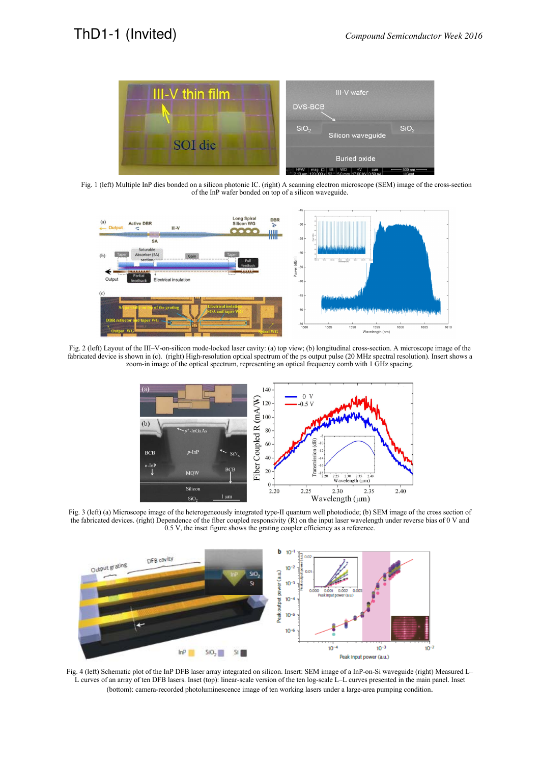Fig. 1 (left) Multiple InP dies bonded on a silicon photonic IC. (right) A scanning electron microscope (SEM) image of the cross-section of the InP wafer bonded on top of a silicon waveguide.

Fig. 2 (left) Layout of the III–V-on-silicon mode-locked laser cavity: (a) top view; (b) longitudinal cross-section. A microscope image of the fabricated device is shown in (c). (right) High-resolution optical spectrum of the ps output pulse (20 MHz spectral resolution). Insert shows a zoom-in image of the optical spectrum, representing an optical frequency comb with 1 GHz spacing.

Fig. 3 (left) (a) Microscope image of the heterogeneously integrated type-II quantum well photodiode; (b) SEM image of the cross section of the fabricated devices. (right) Dependence of the fiber coupled responsivity (R) on the input laser wavelength under reverse bias of 0 V and 0.5 V, the inset figure shows the grating coupler efficiency as a reference.

Fig. 4 (left) Schematic plot of the InP DFB laser array integrated on silicon. Insert: SEM image of a InP-on-Si waveguide (right) Measured L–L curves of an array of ten DFB lasers. Inset (top): linear-scale version of the ten log-scale L–L curves presented in the main panel. Inset (bottom): camera-recorded photoluminescence image of ten working lasers under a large-area pumping condition.